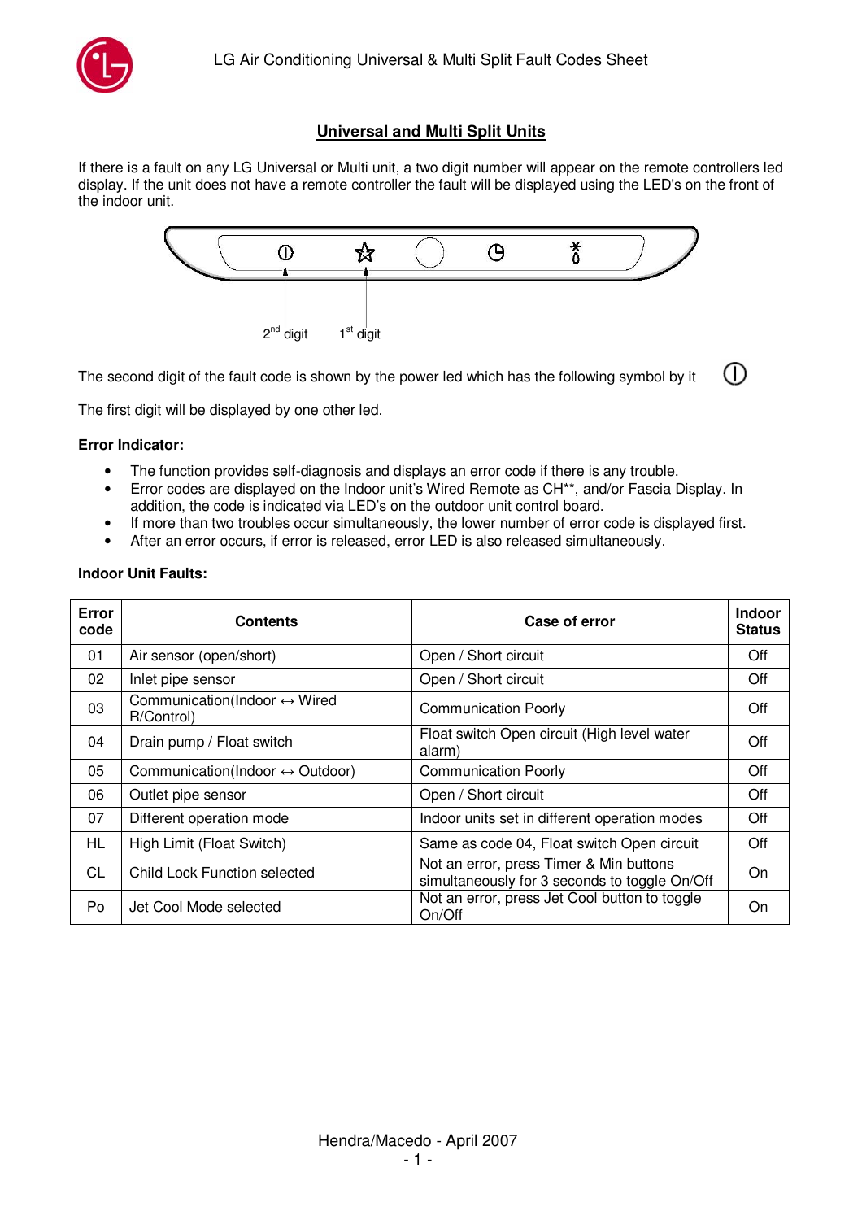LG Air Conditioning Universal & Multi Split Fault Codes Sheet

## Universal and Multi Split Units

If there is a fault on any LG Universal or Multi unit, a two digit number will appear on the remote controllers led display. If the unit does not have a remote controller the fault will be displayed using the LED's on the front of the indoor unit.

2nd digit    1st digit

The second digit of the fault code is shown by the power led which has the following symbol by it ⏀

The first digit will be displayed by one other led.

**Error Indicator:**

- The function provides self-diagnosis and displays an error code if there is any trouble.
- Error codes are displayed on the Indoor unit's Wired Remote as CH**, and/or Fascia Display. In addition, the code is indicated via LED's on the outdoor unit control board.
- If more than two troubles occur simultaneously, the lower number of error code is displayed first.
- After an error occurs, if error is released, error LED is also released simultaneously.

**Indoor Unit Faults:**

| Error code | Contents | Case of error | Indoor Status |
|---|---|---|---|
| 01 | Air sensor (open/short) | Open / Short circuit | Off |
| 02 | Inlet pipe sensor | Open / Short circuit | Off |
| 03 | Communication(Indoor ↔ Wired R/Control) | Communication Poorly | Off |
| 04 | Drain pump / Float switch | Float switch Open circuit (High level water alarm) | Off |
| 05 | Communication(Indoor ↔ Outdoor) | Communication Poorly | Off |
| 06 | Outlet pipe sensor | Open / Short circuit | Off |
| 07 | Different operation mode | Indoor units set in different operation modes | Off |
| HL | High Limit (Float Switch) | Same as code 04, Float switch Open circuit | Off |
| CL | Child Lock Function selected | Not an error, press Timer & Min buttons simultaneously for 3 seconds to toggle On/Off | On |
| Po | Jet Cool Mode selected | Not an error, press Jet Cool button to toggle On/Off | On |

Hendra/Macedo - April 2007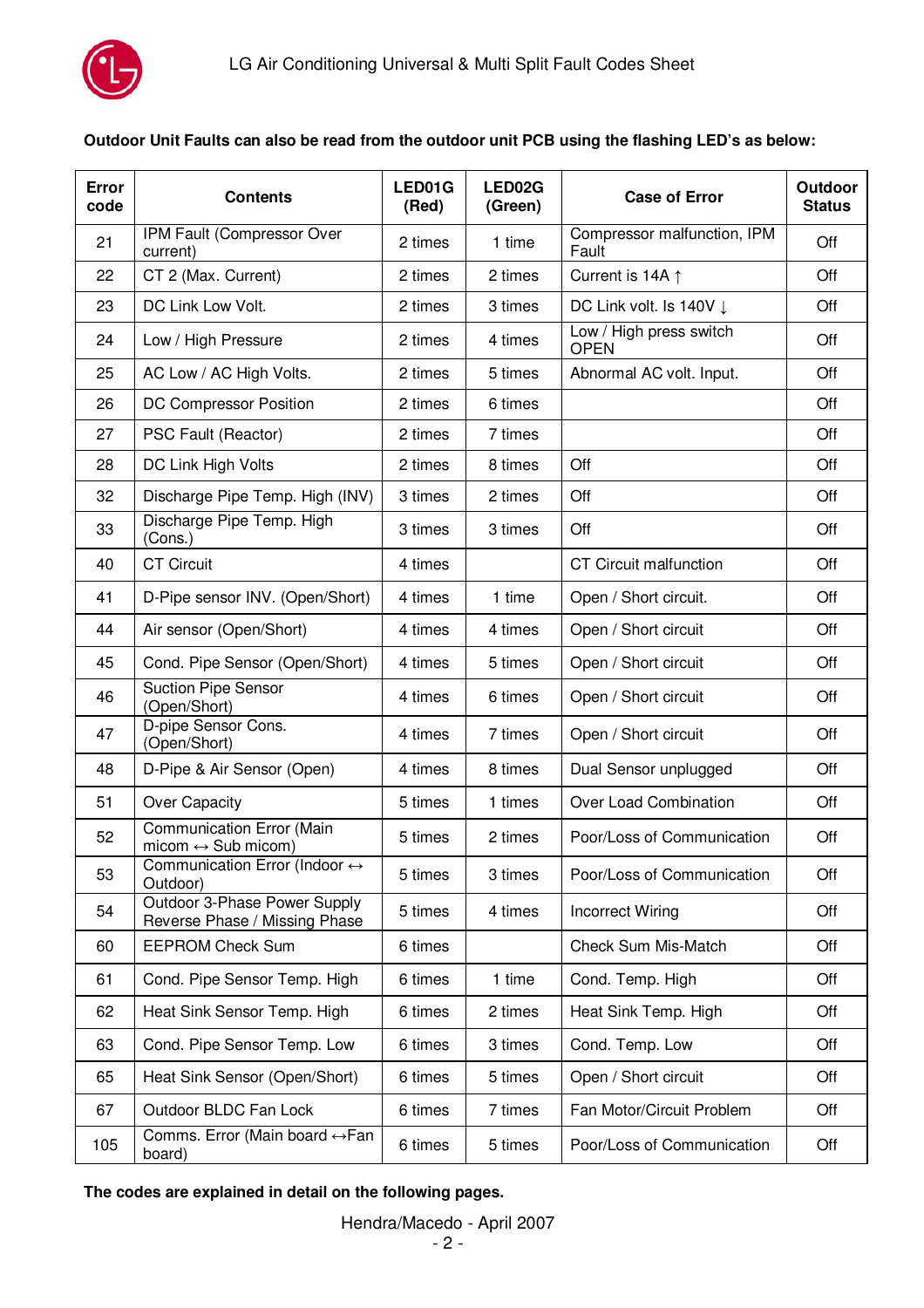**Outdoor Unit Faults can also be read from the outdoor unit PCB using the flashing LED's as below:**

| Error code | Contents | LED01G (Red) | LED02G (Green) | Case of Error | Outdoor Status |
|---|---|---|---|---|---|
| 21 | IPM Fault (Compressor Over current) | 2 times | 1 time | Compressor malfunction, IPM Fault | Off |
| 22 | CT 2 (Max. Current) | 2 times | 2 times | Current is 14A ↑ | Off |
| 23 | DC Link Low Volt. | 2 times | 3 times | DC Link volt. Is 140V ↓ | Off |
| 24 | Low / High Pressure | 2 times | 4 times | Low / High press switch OPEN | Off |
| 25 | AC Low / AC High Volts. | 2 times | 5 times | Abnormal AC volt. Input. | Off |
| 26 | DC Compressor Position | 2 times | 6 times | | Off |
| 27 | PSC Fault (Reactor) | 2 times | 7 times | | Off |
| 28 | DC Link High Volts | 2 times | 8 times | Off | Off |
| 32 | Discharge Pipe Temp. High (INV) | 3 times | 2 times | Off | Off |
| 33 | Discharge Pipe Temp. High (Cons.) | 3 times | 3 times | Off | Off |
| 40 | CT Circuit | 4 times | | CT Circuit malfunction | Off |
| 41 | D-Pipe sensor INV. (Open/Short) | 4 times | 1 time | Open / Short circuit. | Off |
| 44 | Air sensor (Open/Short) | 4 times | 4 times | Open / Short circuit | Off |
| 45 | Cond. Pipe Sensor (Open/Short) | 4 times | 5 times | Open / Short circuit | Off |
| 46 | Suction Pipe Sensor (Open/Short) | 4 times | 6 times | Open / Short circuit | Off |
| 47 | D-pipe Sensor Cons. (Open/Short) | 4 times | 7 times | Open / Short circuit | Off |
| 48 | D-Pipe & Air Sensor (Open) | 4 times | 8 times | Dual Sensor unplugged | Off |
| 51 | Over Capacity | 5 times | 1 times | Over Load Combination | Off |
| 52 | Communication Error (Main micom ↔ Sub micom) | 5 times | 2 times | Poor/Loss of Communication | Off |
| 53 | Communication Error (Indoor ↔ Outdoor) | 5 times | 3 times | Poor/Loss of Communication | Off |
| 54 | Outdoor 3-Phase Power Supply Reverse Phase / Missing Phase | 5 times | 4 times | Incorrect Wiring | Off |
| 60 | EEPROM Check Sum | 6 times | | Check Sum Mis-Match | Off |
| 61 | Cond. Pipe Sensor Temp. High | 6 times | 1 time | Cond. Temp. High | Off |
| 62 | Heat Sink Sensor Temp. High | 6 times | 2 times | Heat Sink Temp. High | Off |
| 63 | Cond. Pipe Sensor Temp. Low | 6 times | 3 times | Cond. Temp. Low | Off |
| 65 | Heat Sink Sensor (Open/Short) | 6 times | 5 times | Open / Short circuit | Off |
| 67 | Outdoor BLDC Fan Lock | 6 times | 7 times | Fan Motor/Circuit Problem | Off |
| 105 | Comms. Error (Main board ↔Fan board) | 6 times | 5 times | Poor/Loss of Communication | Off |

**The codes are explained in detail on the following pages.**

Hendra/Macedo - April 2007